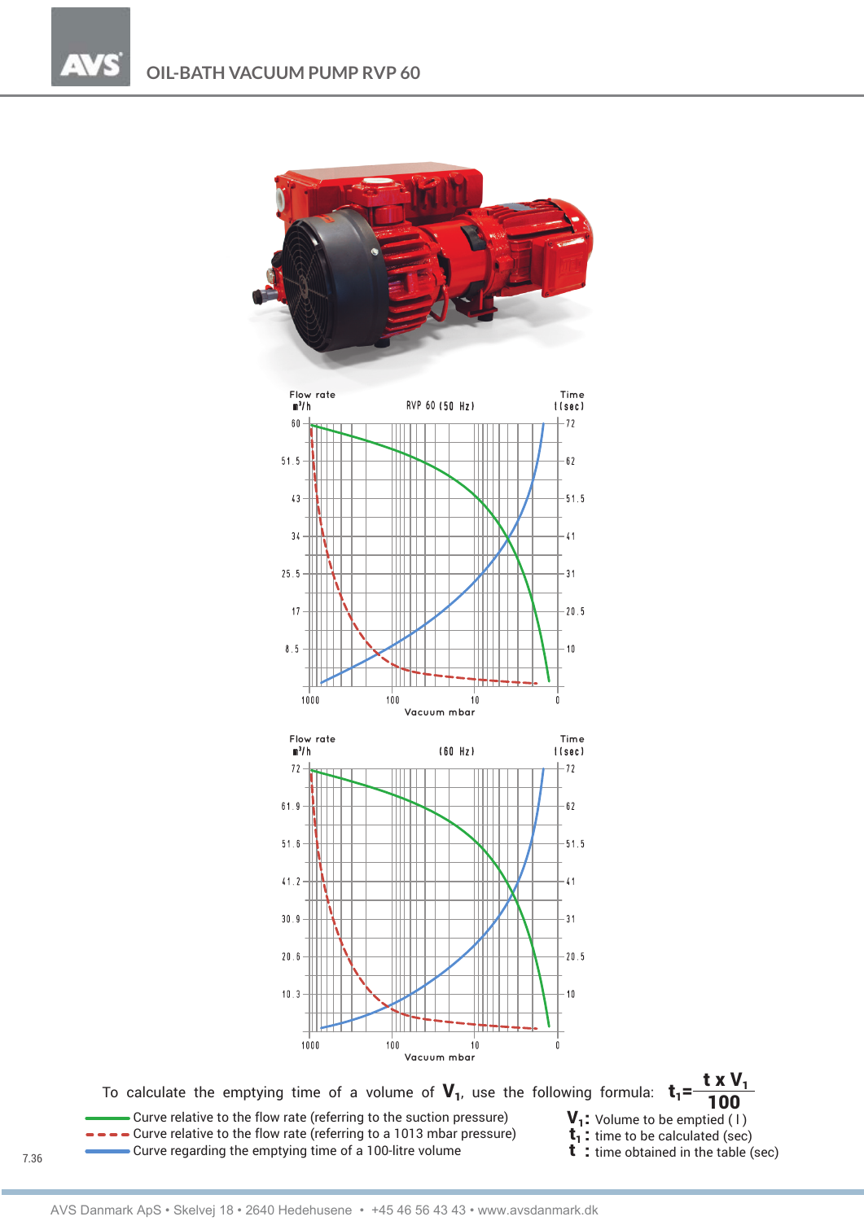# OIL-BATH VACUUM PUMP RVP 60

Flow rate $m^3/h$ — RVP 60 (50 Hz) — Time t(sec)

Flow rate: 60, 51.5, 43, 34, 25.5, 17, 8.5

Time: 72, 62, 51.5, 41, 31, 20.5, 10

Vacuum mbar: 1000, 100, 10, 0

Flow rate $m^3/h$ — (60 Hz) — Time t(sec)

Flow rate: 72, 61.9, 51.6, 41.2, 30.9, 20.6, 10.3

Time: 72, 62, 51.5, 41, 31, 20.5, 10

Vacuum mbar: 1000, 100, 10, 0

To calculate the emptying time of a volume of $V_1$, use the following formula: $t_1 = \frac{t \times V_1}{100}$

- Curve relative to the flow rate (referring to the suction pressure)
- Curve relative to the flow rate (referring to a 1013 mbar pressure)
- Curve regarding the emptying time of a 100-litre volume

$V_1$: Volume to be emptied ( l )
$t_1$: time to be calculated (sec)
$t$ : time obtained in the table (sec)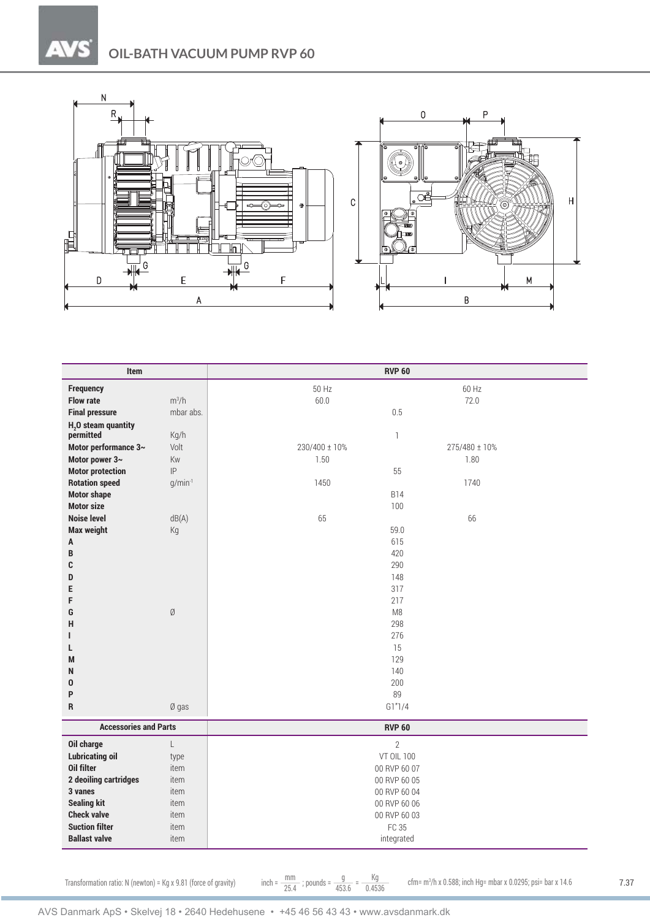# OIL-BATH VACUUM PUMP RVP 60

N
R
O
P
C
H
G
G
D
E
F
A
L
I
M
B

| Item | | RVP 60 | |
|---|---|---|---|
| **Frequency** | | 50 Hz | 60 Hz |
| **Flow rate** | $m^3/h$ | 60.0 | 72.0 |
| **Final pressure** | mbar abs. | 0.5 | |
| **$H_2O$ steam quantity permitted** | Kg/h | 1 | |
| **Motor performance 3~** | Volt | 230/400 ± 10% | 275/480 ± 10% |
| **Motor power 3~** | Kw | 1.50 | 1.80 |
| **Motor protection** | IP | 55 | |
| **Rotation speed** | $g/min^{-1}$ | 1450 | 1740 |
| **Motor shape** | | B14 | |
| **Motor size** | | 100 | |
| **Noise level** | dB(A) | 65 | 66 |
| **Max weight** | Kg | 59.0 | |
| **A** | | 615 | |
| **B** | | 420 | |
| **C** | | 290 | |
| **D** | | 148 | |
| **E** | | 317 | |
| **F** | | 217 | |
| **G** | Ø | M8 | |
| **H** | | 298 | |
| **I** | | 276 | |
| **L** | | 15 | |
| **M** | | 129 | |
| **N** | | 140 | |
| **O** | | 200 | |
| **P** | | 89 | |
| **R** | Ø gas | G1"1/4 | |

| Accessories and Parts | | RVP 60 |
|---|---|---|
| **Oil charge** | L | 2 |
| **Lubricating oil** | type | VT OIL 100 |
| **Oil filter** | item | 00 RVP 60 07 |
| **2 deoiling cartridges** | item | 00 RVP 60 05 |
| **3 vanes** | item | 00 RVP 60 04 |
| **Sealing kit** | item | 00 RVP 60 06 |
| **Check valve** | item | 00 RVP 60 03 |
| **Suction filter** | item | FC 35 |
| **Ballast valve** | item | integrated |

Transformation ratio: N (newton) = Kg x 9.81 (force of gravity)  inch = $\frac{mm}{25.4}$ ; pounds = $\frac{g}{453.6}$ = $\frac{Kg}{0.4536}$  cfm= $m^3/h$ x 0.588; inch Hg= mbar x 0.0295; psi= bar x 14.6

AVS Danmark ApS • Skelvej 18 • 2640 Hedehusene • +45 46 56 43 43 • www.avsdanmark.dk